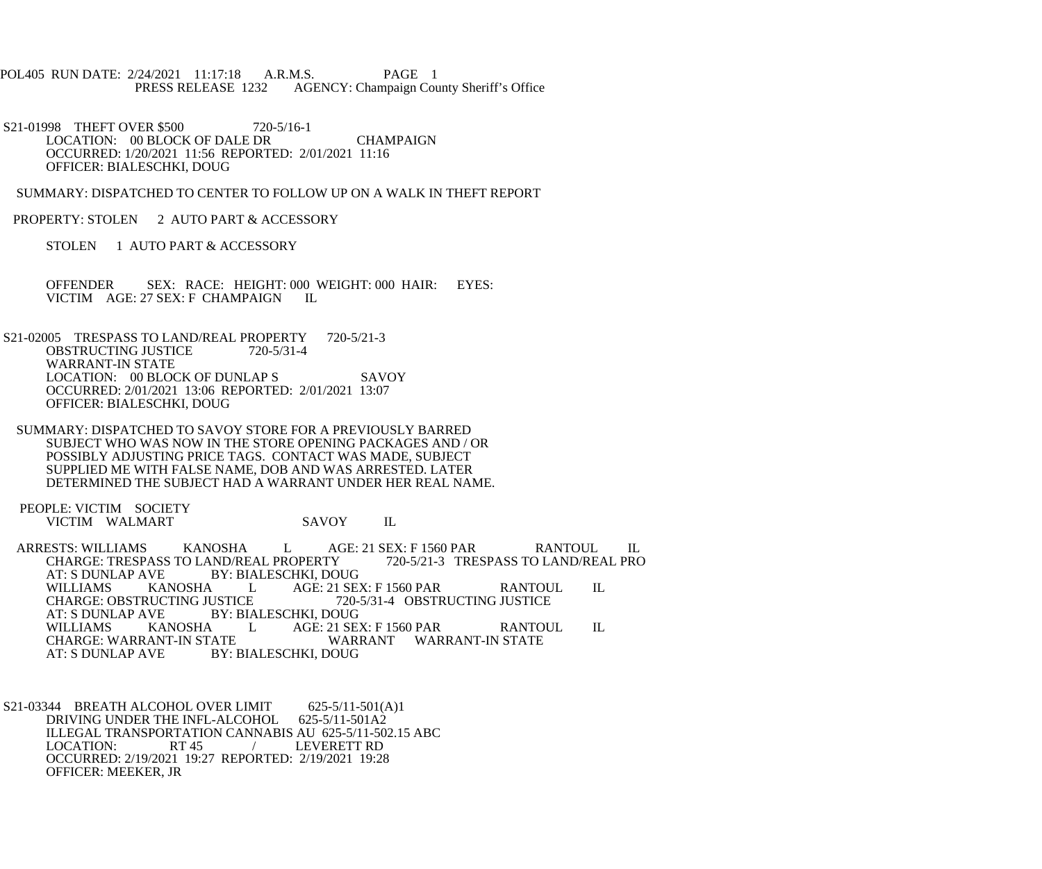POL405 RUN DATE: 2/24/2021 11:17:18 A.R.M.S. PAGE 1
PRESS RELEASE 1232 AGENCY: Champaign County Sheriff's Office

S21-01998 THEFT OVER $500 720-5/16-1
LOCATION: 00 BLOCK OF DALE DR CHAMPAIGN
OCCURRED: 1/20/2021 11:56 REPORTED: 2/01/2021 11:16
OFFICER: BIALESCHKI, DOUG

SUMMARY: DISPATCHED TO CENTER TO FOLLOW UP ON A WALK IN THEFT REPORT

PROPERTY: STOLEN 2 AUTO PART & ACCESSORY

STOLEN 1 AUTO PART & ACCESSORY

OFFENDER SEX: RACE: HEIGHT: 000 WEIGHT: 000 HAIR: EYES:
VICTIM AGE: 27 SEX: F CHAMPAIGN IL

S21-02005 TRESPASS TO LAND/REAL PROPERTY 720-5/21-3
OBSTRUCTING JUSTICE 720-5/31-4
WARRANT-IN STATE
LOCATION: 00 BLOCK OF DUNLAP S SAVOY
OCCURRED: 2/01/2021 13:06 REPORTED: 2/01/2021 13:07
OFFICER: BIALESCHKI, DOUG

SUMMARY: DISPATCHED TO SAVOY STORE FOR A PREVIOUSLY BARRED SUBJECT WHO WAS NOW IN THE STORE OPENING PACKAGES AND / OR POSSIBLY ADJUSTING PRICE TAGS. CONTACT WAS MADE, SUBJECT SUPPLIED ME WITH FALSE NAME, DOB AND WAS ARRESTED. LATER DETERMINED THE SUBJECT HAD A WARRANT UNDER HER REAL NAME.

PEOPLE: VICTIM SOCIETY
VICTIM WALMART SAVOY IL

ARRESTS: WILLIAMS KANOSHA L AGE: 21 SEX: F 1560 PAR RANTOUL IL
CHARGE: TRESPASS TO LAND/REAL PROPERTY 720-5/21-3 TRESPASS TO LAND/REAL PRO
AT: S DUNLAP AVE BY: BIALESCHKI, DOUG
WILLIAMS KANOSHA L AGE: 21 SEX: F 1560 PAR RANTOUL IL
CHARGE: OBSTRUCTING JUSTICE 720-5/31-4 OBSTRUCTING JUSTICE
AT: S DUNLAP AVE BY: BIALESCHKI, DOUG
WILLIAMS KANOSHA L AGE: 21 SEX: F 1560 PAR RANTOUL IL
CHARGE: WARRANT-IN STATE WARRANT WARRANT-IN STATE
AT: S DUNLAP AVE BY: BIALESCHKI, DOUG

S21-03344 BREATH ALCOHOL OVER LIMIT 625-5/11-501(A)1
DRIVING UNDER THE INFL-ALCOHOL 625-5/11-501A2
ILLEGAL TRANSPORTATION CANNABIS AU 625-5/11-502.15 ABC
LOCATION: RT 45 / LEVERETT RD
OCCURRED: 2/19/2021 19:27 REPORTED: 2/19/2021 19:28
OFFICER: MEEKER, JR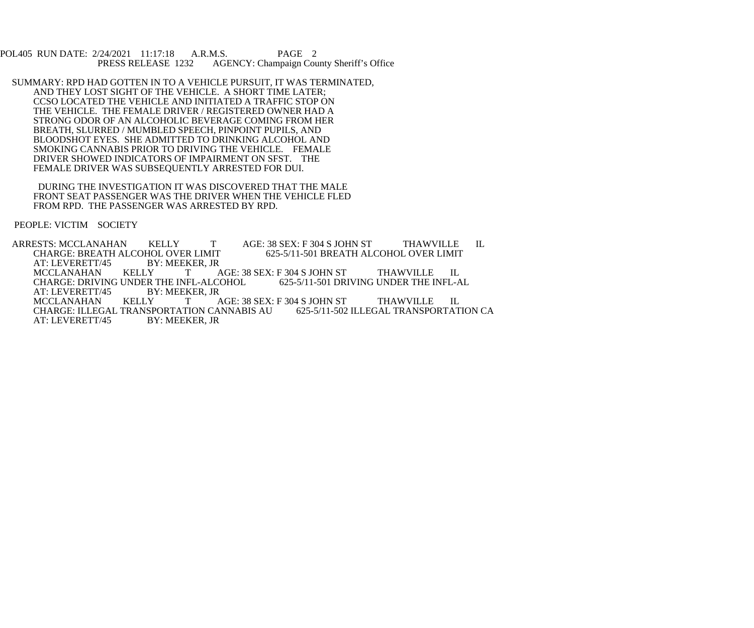SUMMARY: RPD HAD GOTTEN IN TO A VEHICLE PURSUIT, IT WAS TERMINATED, AND THEY LOST SIGHT OF THE VEHICLE. A SHORT TIME LATER; CCSO LOCATED THE VEHICLE AND INITIATED A TRAFFIC STOP ON THE VEHICLE. THE FEMALE DRIVER / REGISTERED OWNER HAD A STRONG ODOR OF AN ALCOHOLIC BEVERAGE COMING FROM HER BREATH, SLURRED / MUMBLED SPEECH, PINPOINT PUPILS, AND BLOODSHOT EYES. SHE ADMITTED TO DRINKING ALCOHOL AND SMOKING CANNABIS PRIOR TO DRIVING THE VEHICLE. FEMALE DRIVER SHOWED INDICATORS OF IMPAIRMENT ON SFST. THE FEMALE DRIVER WAS SUBSEQUENTLY ARRESTED FOR DUI.

DURING THE INVESTIGATION IT WAS DISCOVERED THAT THE MALE FRONT SEAT PASSENGER WAS THE DRIVER WHEN THE VEHICLE FLED FROM RPD. THE PASSENGER WAS ARRESTED BY RPD.

PEOPLE: VICTIM SOCIETY

ARRESTS: MCCLANAHAN KELLY T AGE: 38 SEX: F 304 S JOHN ST THAWVILLE IL
CHARGE: BREATH ALCOHOL OVER LIMIT 625-5/11-501 BREATH ALCOHOL OVER LIMIT
AT: LEVERETT/45 BY: MEEKER, JR
MCCLANAHAN KELLY T AGE: 38 SEX: F 304 S JOHN ST THAWVILLE IL
CHARGE: DRIVING UNDER THE INFL-ALCOHOL 625-5/11-501 DRIVING UNDER THE INFL-AL
AT: LEVERETT/45 BY: MEEKER, JR
MCCLANAHAN KELLY T AGE: 38 SEX: F 304 S JOHN ST THAWVILLE IL
CHARGE: ILLEGAL TRANSPORTATION CANNABIS AU 625-5/11-502 ILLEGAL TRANSPORTATION CA
AT: LEVERETT/45 BY: MEEKER, JR